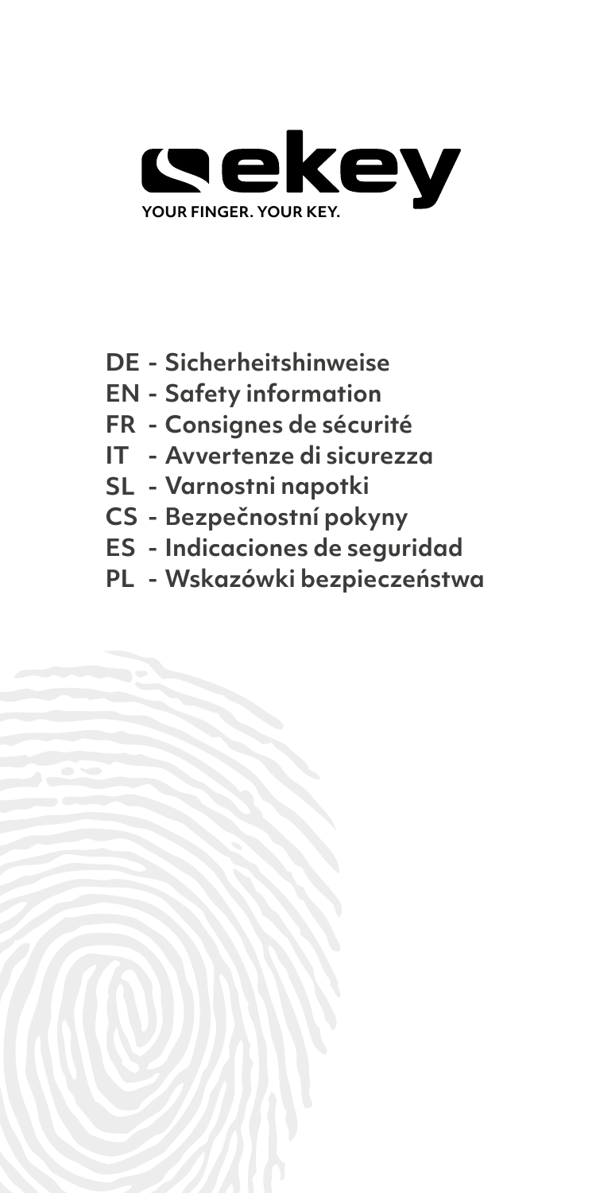# ekey

YOUR FINGER. YOUR KEY.

- **DE - Sicherheitshinweise**
- **EN - Safety information**
- **FR - Consignes de sécurité**
- **IT - Avvertenze di sicurezza**
- **SL - Varnostni napotki**
- **CS - Bezpečnostní pokyny**
- **ES - Indicaciones de seguridad**
- **PL - Wskazówki bezpieczeństwa**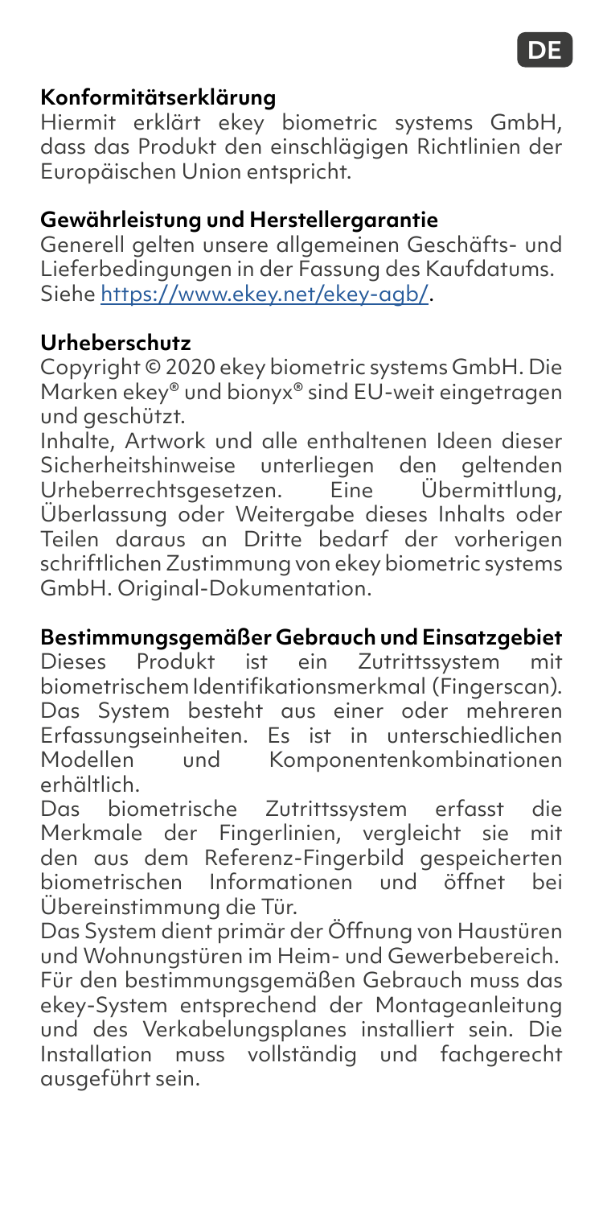## Konformitätserklärung

Hiermit erklärt ekey biometric systems GmbH, dass das Produkt den einschlägigen Richtlinien der Europäischen Union entspricht.

## Gewährleistung und Herstellergarantie

Generell gelten unsere allgemeinen Geschäfts- und Lieferbedingungen in der Fassung des Kaufdatums. Siehe https://www.ekey.net/ekey-agb/.

## Urheberschutz

Copyright © 2020 ekey biometric systems GmbH. Die Marken ekey® und bionyx® sind EU-weit eingetragen und geschützt.

Inhalte, Artwork und alle enthaltenen Ideen dieser Sicherheitshinweise unterliegen den geltenden Urheberrechtsgesetzen. Eine Übermittlung, Überlassung oder Weitergabe dieses Inhalts oder Teilen daraus an Dritte bedarf der vorherigen schriftlichen Zustimmung von ekey biometric systems GmbH. Original-Dokumentation.

## Bestimmungsgemäßer Gebrauch und Einsatzgebiet

Dieses Produkt ist ein Zutrittssystem mit biometrischem Identifikationsmerkmal (Fingerscan). Das System besteht aus einer oder mehreren Erfassungseinheiten. Es ist in unterschiedlichen Modellen und Komponentenkombinationen erhältlich.

Das biometrische Zutrittssystem erfasst die Merkmale der Fingerlinien, vergleicht sie mit den aus dem Referenz-Fingerbild gespeicherten biometrischen Informationen und öffnet bei Übereinstimmung die Tür.

Das System dient primär der Öffnung von Haustüren und Wohnungstüren im Heim- und Gewerbebereich.

Für den bestimmungsgemäßen Gebrauch muss das ekey-System entsprechend der Montageanleitung und des Verkabelungsplanes installiert sein. Die Installation muss vollständig und fachgerecht ausgeführt sein.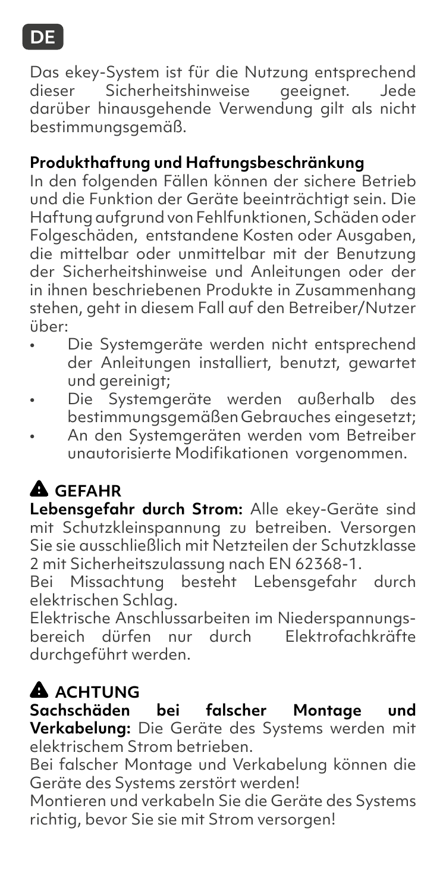DE

Das ekey-System ist für die Nutzung entsprechend dieser Sicherheitshinweise geeignet. Jede darüber hinausgehende Verwendung gilt als nicht bestimmungsgemäß.

**Produkthaftung und Haftungsbeschränkung**

In den folgenden Fällen können der sichere Betrieb und die Funktion der Geräte beeinträchtigt sein. Die Haftung aufgrund von Fehlfunktionen, Schäden oder Folgeschäden, entstandene Kosten oder Ausgaben, die mittelbar oder unmittelbar mit der Benutzung der Sicherheitshinweise und Anleitungen oder der in ihnen beschriebenen Produkte in Zusammenhang stehen, geht in diesem Fall auf den Betreiber/Nutzer über:

- Die Systemgeräte werden nicht entsprechend der Anleitungen installiert, benutzt, gewartet und gereinigt;
- Die Systemgeräte werden außerhalb des bestimmungsgemäßen Gebrauches eingesetzt;
- An den Systemgeräten werden vom Betreiber unautorisierte Modifikationen vorgenommen.

**⚠ GEFAHR**

**Lebensgefahr durch Strom:** Alle ekey-Geräte sind mit Schutzkleinspannung zu betreiben. Versorgen Sie sie ausschließlich mit Netzteilen der Schutzklasse 2 mit Sicherheitszulassung nach EN 62368-1.

Bei Missachtung besteht Lebensgefahr durch elektrischen Schlag.

Elektrische Anschlussarbeiten im Niederspannungsbereich dürfen nur durch Elektrofachkräfte durchgeführt werden.

**⚠ ACHTUNG**

**Sachschäden bei falscher Montage und Verkabelung:** Die Geräte des Systems werden mit elektrischem Strom betrieben.

Bei falscher Montage und Verkabelung können die Geräte des Systems zerstört werden!

Montieren und verkabeln Sie die Geräte des Systems richtig, bevor Sie sie mit Strom versorgen!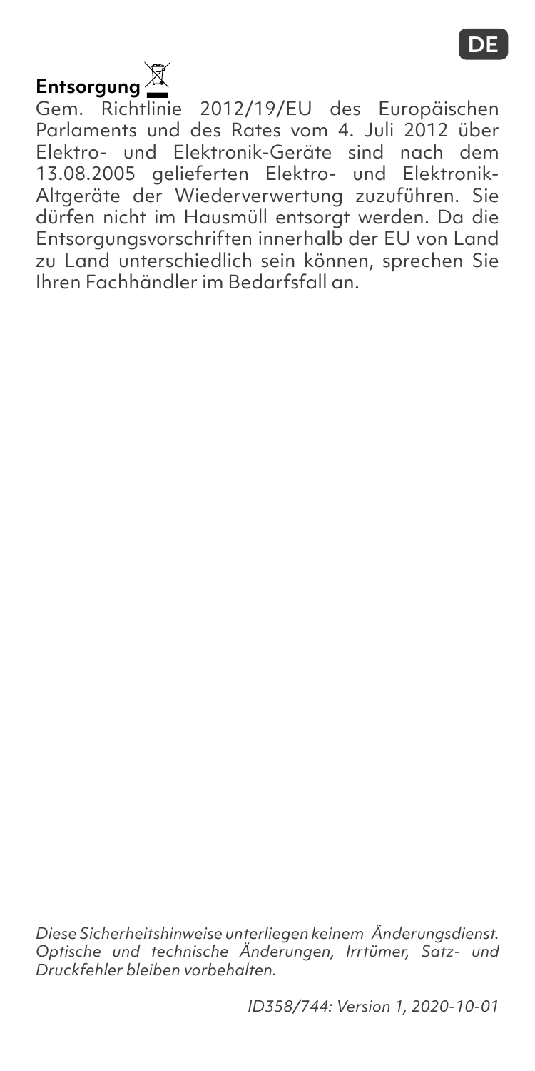## Entsorgung

Gem. Richtlinie 2012/19/EU des Europäischen Parlaments und des Rates vom 4. Juli 2012 über Elektro- und Elektronik-Geräte sind nach dem 13.08.2005 gelieferten Elektro- und Elektronik-Altgeräte der Wiederverwertung zuzuführen. Sie dürfen nicht im Hausmüll entsorgt werden. Da die Entsorgungsvorschriften innerhalb der EU von Land zu Land unterschiedlich sein können, sprechen Sie Ihren Fachhändler im Bedarfsfall an.

*Diese Sicherheitshinweise unterliegen keinem Änderungsdienst. Optische und technische Änderungen, Irrtümer, Satz- und Druckfehler bleiben vorbehalten.*

*ID358/744: Version 1, 2020-10-01*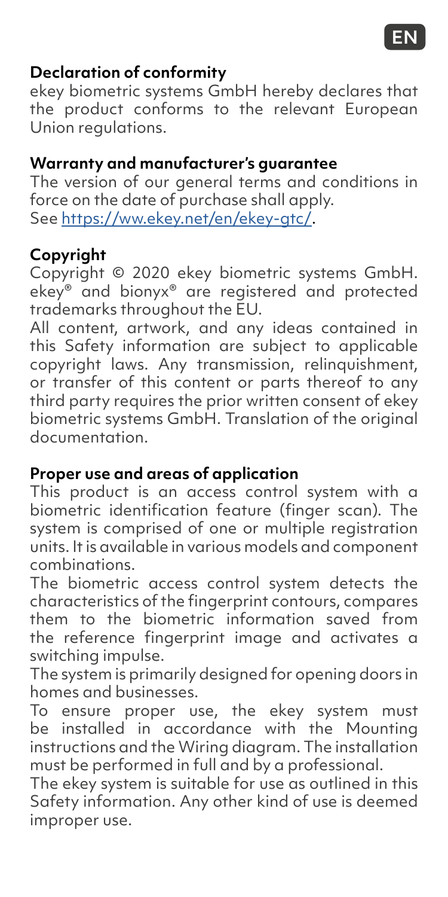## Declaration of conformity

ekey biometric systems GmbH hereby declares that the product conforms to the relevant European Union regulations.

## Warranty and manufacturer's guarantee

The version of our general terms and conditions in force on the date of purchase shall apply.
See https://ww.ekey.net/en/ekey-gtc/.

## Copyright

Copyright © 2020 ekey biometric systems GmbH. ekey® and bionyx® are registered and protected trademarks throughout the EU.

All content, artwork, and any ideas contained in this Safety information are subject to applicable copyright laws. Any transmission, relinquishment, or transfer of this content or parts thereof to any third party requires the prior written consent of ekey biometric systems GmbH. Translation of the original documentation.

## Proper use and areas of application

This product is an access control system with a biometric identification feature (finger scan). The system is comprised of one or multiple registration units. It is available in various models and component combinations.

The biometric access control system detects the characteristics of the fingerprint contours, compares them to the biometric information saved from the reference fingerprint image and activates a switching impulse.

The system is primarily designed for opening doors in homes and businesses.

To ensure proper use, the ekey system must be installed in accordance with the Mounting instructions and the Wiring diagram. The installation must be performed in full and by a professional.

The ekey system is suitable for use as outlined in this Safety information. Any other kind of use is deemed improper use.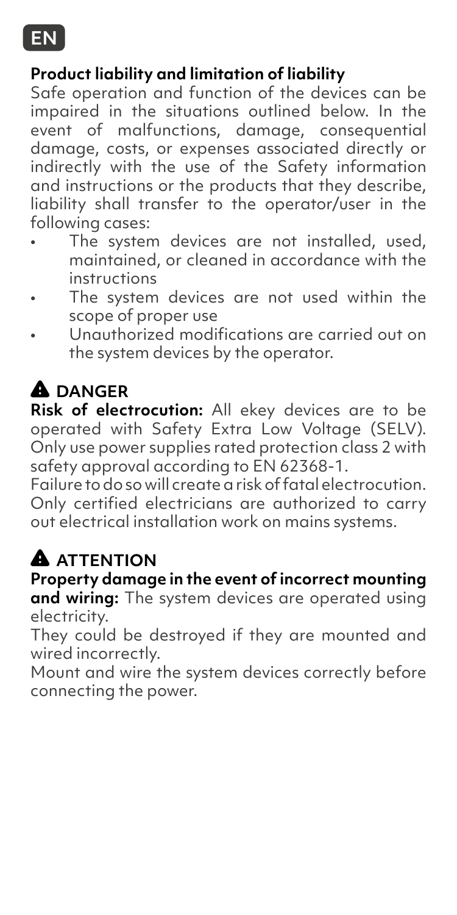EN

## Product liability and limitation of liability

Safe operation and function of the devices can be impaired in the situations outlined below. In the event of malfunctions, damage, consequential damage, costs, or expenses associated directly or indirectly with the use of the Safety information and instructions or the products that they describe, liability shall transfer to the operator/user in the following cases:

- The system devices are not installed, used, maintained, or cleaned in accordance with the instructions
- The system devices are not used within the scope of proper use
- Unauthorized modifications are carried out on the system devices by the operator.

## ⚠ DANGER

**Risk of electrocution:** All ekey devices are to be operated with Safety Extra Low Voltage (SELV). Only use power supplies rated protection class 2 with safety approval according to EN 62368-1.

Failure to do so will create a risk of fatal electrocution. Only certified electricians are authorized to carry out electrical installation work on mains systems.

## ⚠ ATTENTION

**Property damage in the event of incorrect mounting and wiring:** The system devices are operated using electricity.

They could be destroyed if they are mounted and wired incorrectly.

Mount and wire the system devices correctly before connecting the power.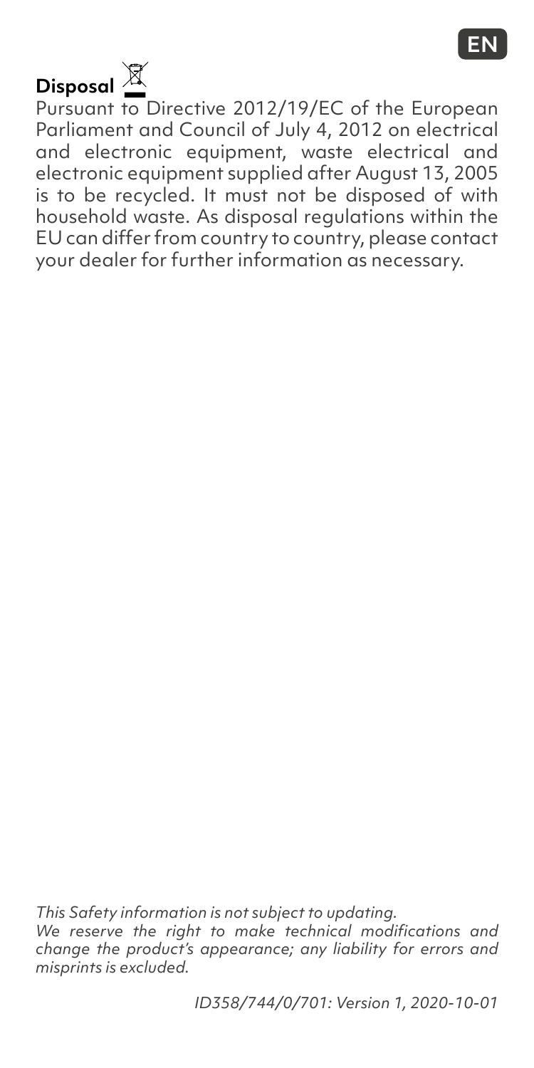## Disposal

Pursuant to Directive 2012/19/EC of the European Parliament and Council of July 4, 2012 on electrical and electronic equipment, waste electrical and electronic equipment supplied after August 13, 2005 is to be recycled. It must not be disposed of with household waste. As disposal regulations within the EU can differ from country to country, please contact your dealer for further information as necessary.

*This Safety information is not subject to updating.*
*We reserve the right to make technical modifications and change the product's appearance; any liability for errors and misprints is excluded.*

*ID358/744/0/701: Version 1, 2020-10-01*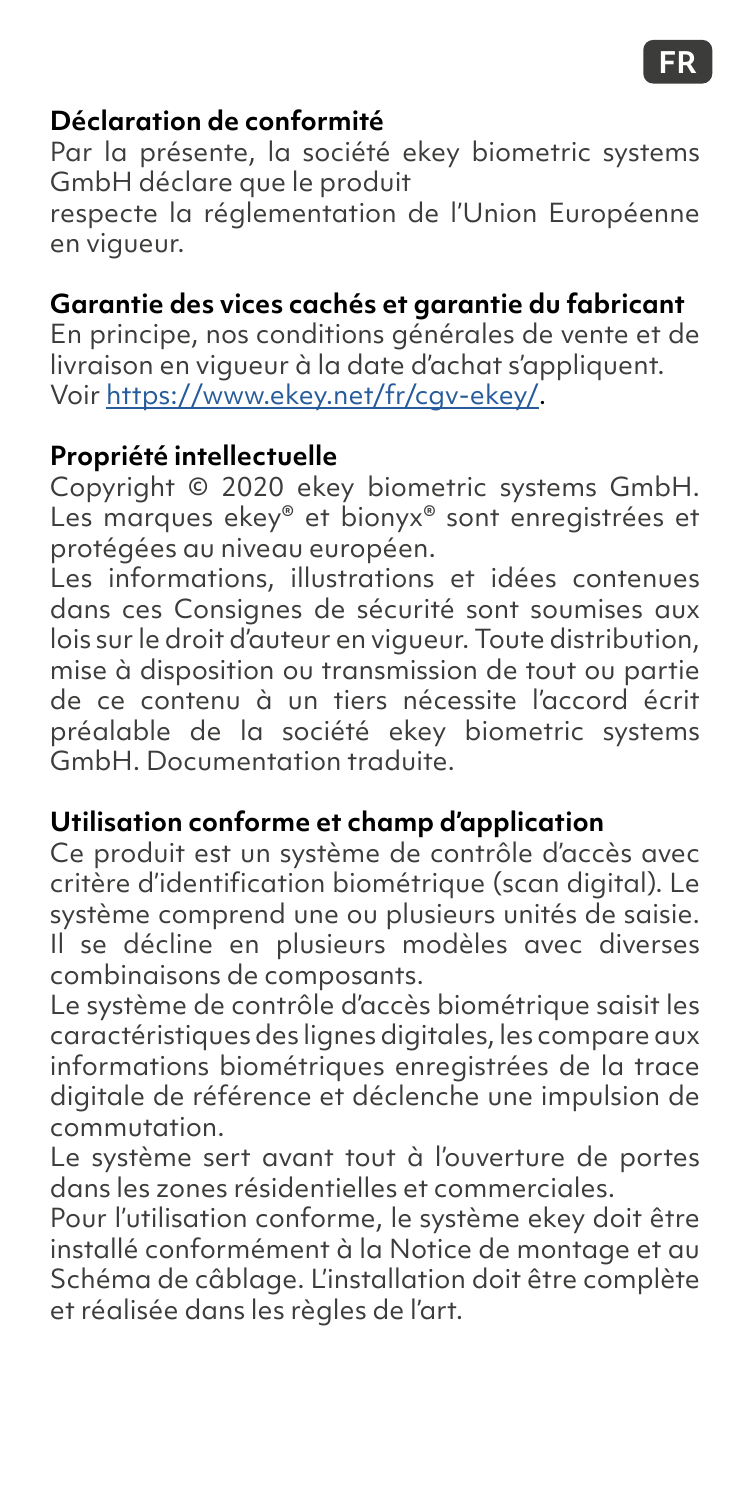### Déclaration de conformité

Par la présente, la société ekey biometric systems GmbH déclare que le produit
respecte la réglementation de l'Union Européenne en vigueur.

### Garantie des vices cachés et garantie du fabricant

En principe, nos conditions générales de vente et de livraison en vigueur à la date d'achat s'appliquent. Voir https://www.ekey.net/fr/cgv-ekey/.

### Propriété intellectuelle

Copyright © 2020 ekey biometric systems GmbH. Les marques ekey® et bionyx® sont enregistrées et protégées au niveau européen.

Les informations, illustrations et idées contenues dans ces Consignes de sécurité sont soumises aux lois sur le droit d'auteur en vigueur. Toute distribution, mise à disposition ou transmission de tout ou partie de ce contenu à un tiers nécessite l'accord écrit préalable de la société ekey biometric systems GmbH. Documentation traduite.

### Utilisation conforme et champ d'application

Ce produit est un système de contrôle d'accès avec critère d'identification biométrique (scan digital). Le système comprend une ou plusieurs unités de saisie. Il se décline en plusieurs modèles avec diverses combinaisons de composants.

Le système de contrôle d'accès biométrique saisit les caractéristiques des lignes digitales, les compare aux informations biométriques enregistrées de la trace digitale de référence et déclenche une impulsion de commutation.

Le système sert avant tout à l'ouverture de portes dans les zones résidentielles et commerciales.

Pour l'utilisation conforme, le système ekey doit être installé conformément à la Notice de montage et au Schéma de câblage. L'installation doit être complète et réalisée dans les règles de l'art.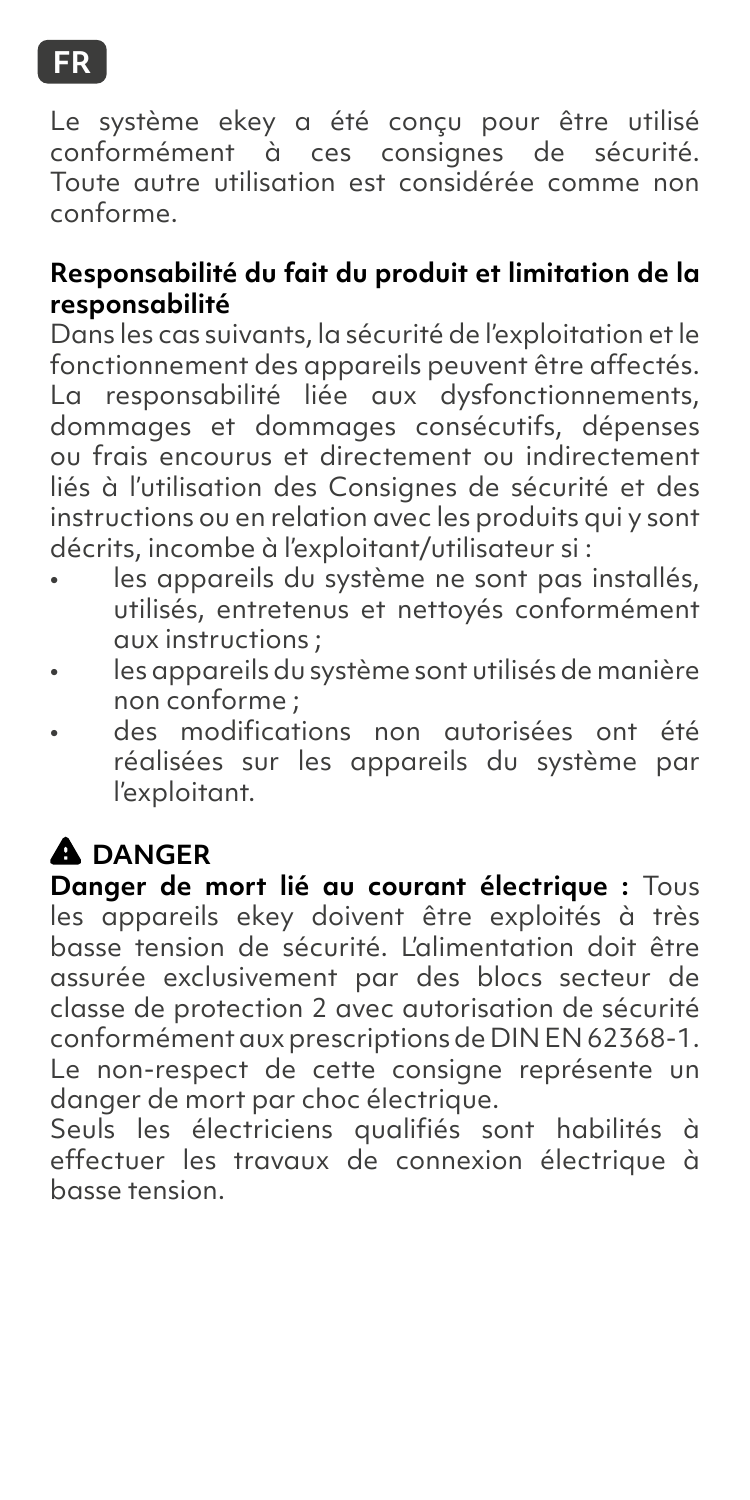**FR**

Le système ekey a été conçu pour être utilisé conformément à ces consignes de sécurité. Toute autre utilisation est considérée comme non conforme.

**Responsabilité du fait du produit et limitation de la responsabilité**

Dans les cas suivants, la sécurité de l'exploitation et le fonctionnement des appareils peuvent être affectés. La responsabilité liée aux dysfonctionnements, dommages et dommages consécutifs, dépenses ou frais encourus et directement ou indirectement liés à l'utilisation des Consignes de sécurité et des instructions ou en relation avec les produits qui y sont décrits, incombe à l'exploitant/utilisateur si :

- les appareils du système ne sont pas installés, utilisés, entretenus et nettoyés conformément aux instructions ;
- les appareils du système sont utilisés de manière non conforme ;
- des modifications non autorisées ont été réalisées sur les appareils du système par l'exploitant.

## ⚠ DANGER

**Danger de mort lié au courant électrique :** Tous les appareils ekey doivent être exploités à très basse tension de sécurité. L'alimentation doit être assurée exclusivement par des blocs secteur de classe de protection 2 avec autorisation de sécurité conformément aux prescriptions de DIN EN 62368-1. Le non-respect de cette consigne représente un danger de mort par choc électrique.

Seuls les électriciens qualifiés sont habilités à effectuer les travaux de connexion électrique à basse tension.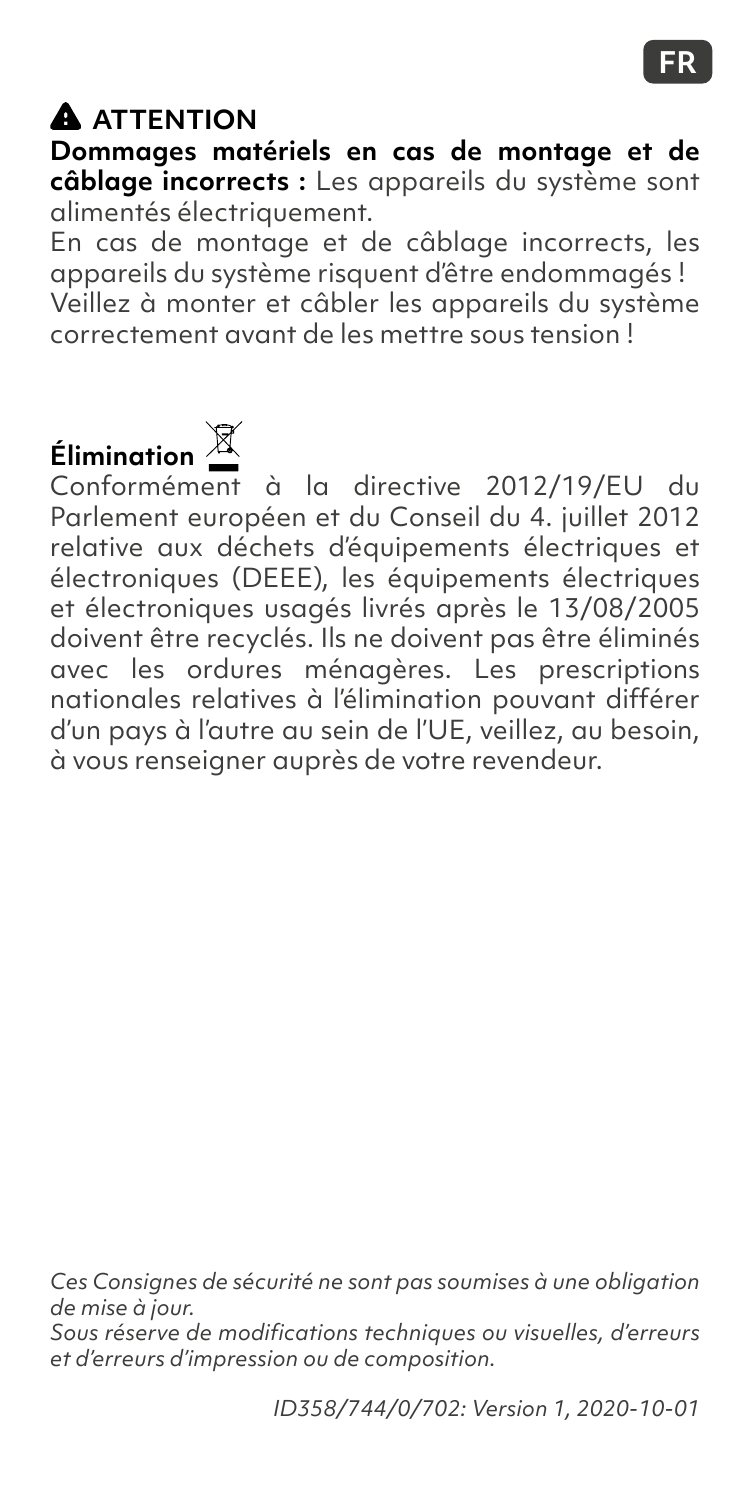## ⚠ ATTENTION

**Dommages matériels en cas de montage et de câblage incorrects :** Les appareils du système sont alimentés électriquement.

En cas de montage et de câblage incorrects, les appareils du système risquent d'être endommagés ! Veillez à monter et câbler les appareils du système correctement avant de les mettre sous tension !

## Élimination

Conformément à la directive 2012/19/EU du Parlement européen et du Conseil du 4. juillet 2012 relative aux déchets d'équipements électriques et électroniques (DEEE), les équipements électriques et électroniques usagés livrés après le 13/08/2005 doivent être recyclés. Ils ne doivent pas être éliminés avec les ordures ménagères. Les prescriptions nationales relatives à l'élimination pouvant différer d'un pays à l'autre au sein de l'UE, veillez, au besoin, à vous renseigner auprès de votre revendeur.

*Ces Consignes de sécurité ne sont pas soumises à une obligation de mise à jour.*
*Sous réserve de modifications techniques ou visuelles, d'erreurs et d'erreurs d'impression ou de composition.*

*ID358/744/0/702: Version 1, 2020-10-01*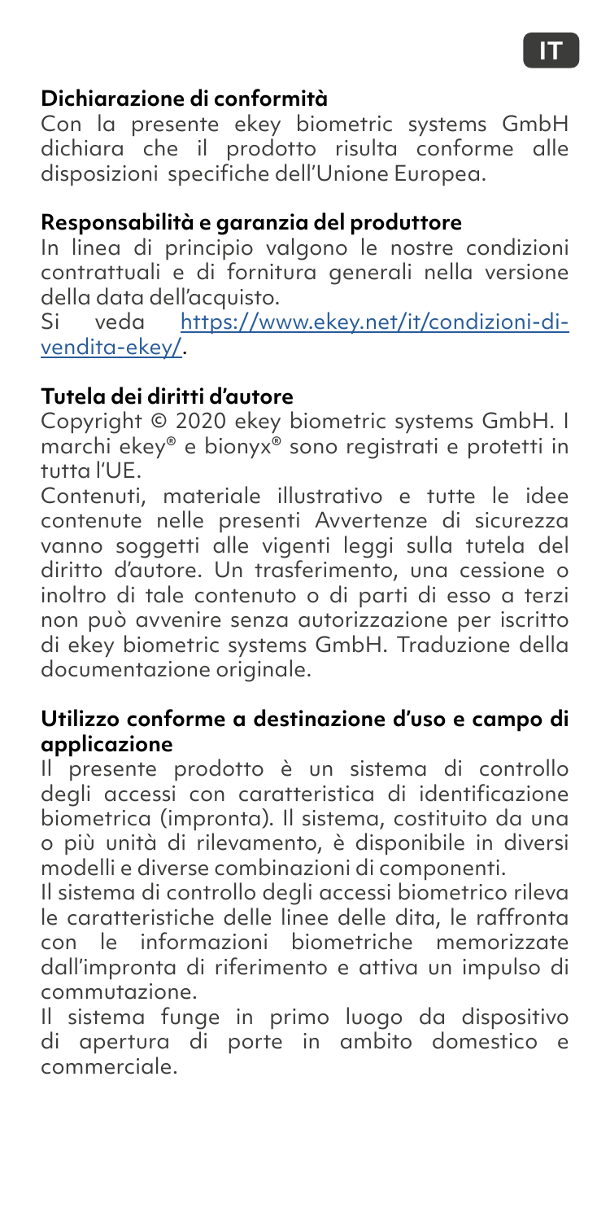## Dichiarazione di conformità

Con la presente ekey biometric systems GmbH dichiara che il prodotto risulta conforme alle disposizioni specifiche dell'Unione Europea.

## Responsabilità e garanzia del produttore

In linea di principio valgono le nostre condizioni contrattuali e di fornitura generali nella versione della data dell'acquisto.
Si veda [https://www.ekey.net/it/condizioni-di-vendita-ekey/](https://www.ekey.net/it/condizioni-di-vendita-ekey/).

## Tutela dei diritti d'autore

Copyright © 2020 ekey biometric systems GmbH. I marchi ekey® e bionyx® sono registrati e protetti in tutta l'UE.

Contenuti, materiale illustrativo e tutte le idee contenute nelle presenti Avvertenze di sicurezza vanno soggetti alle vigenti leggi sulla tutela del diritto d'autore. Un trasferimento, una cessione o inoltro di tale contenuto o di parti di esso a terzi non può avvenire senza autorizzazione per iscritto di ekey biometric systems GmbH. Traduzione della documentazione originale.

## Utilizzo conforme a destinazione d'uso e campo di applicazione

Il presente prodotto è un sistema di controllo degli accessi con caratteristica di identificazione biometrica (impronta). Il sistema, costituito da una o più unità di rilevamento, è disponibile in diversi modelli e diverse combinazioni di componenti.

Il sistema di controllo degli accessi biometrico rileva le caratteristiche delle linee delle dita, le raffronta con le informazioni biometriche memorizzate dall'impronta di riferimento e attiva un impulso di commutazione.

Il sistema funge in primo luogo da dispositivo di apertura di porte in ambito domestico e commerciale.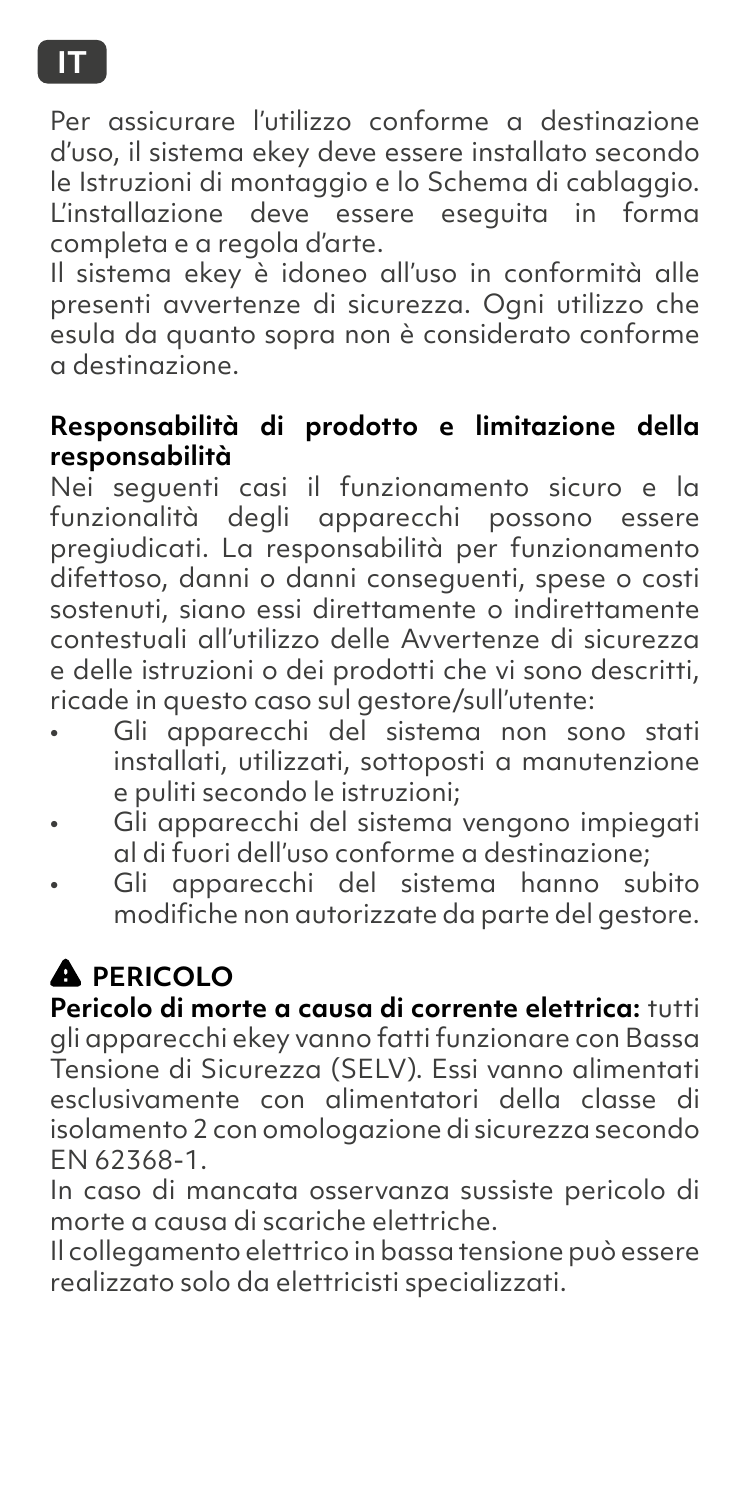IT

Per assicurare l'utilizzo conforme a destinazione d'uso, il sistema ekey deve essere installato secondo le Istruzioni di montaggio e lo Schema di cablaggio. L'installazione deve essere eseguita in forma completa e a regola d'arte.

Il sistema ekey è idoneo all'uso in conformità alle presenti avvertenze di sicurezza. Ogni utilizzo che esula da quanto sopra non è considerato conforme a destinazione.

**Responsabilità di prodotto e limitazione della responsabilità**

Nei seguenti casi il funzionamento sicuro e la funzionalità degli apparecchi possono essere pregiudicati. La responsabilità per funzionamento difettoso, danni o danni conseguenti, spese o costi sostenuti, siano essi direttamente o indirettamente contestuali all'utilizzo delle Avvertenze di sicurezza e delle istruzioni o dei prodotti che vi sono descritti, ricade in questo caso sul gestore/sull'utente:

- Gli apparecchi del sistema non sono stati installati, utilizzati, sottoposti a manutenzione e puliti secondo le istruzioni;
- Gli apparecchi del sistema vengono impiegati al di fuori dell'uso conforme a destinazione;
- Gli apparecchi del sistema hanno subito modifiche non autorizzate da parte del gestore.

## ⚠ PERICOLO

**Pericolo di morte a causa di corrente elettrica:** tutti gli apparecchi ekey vanno fatti funzionare con Bassa Tensione di Sicurezza (SELV). Essi vanno alimentati esclusivamente con alimentatori della classe di isolamento 2 con omologazione di sicurezza secondo EN 62368-1.

In caso di mancata osservanza sussiste pericolo di morte a causa di scariche elettriche.

Il collegamento elettrico in bassa tensione può essere realizzato solo da elettricisti specializzati.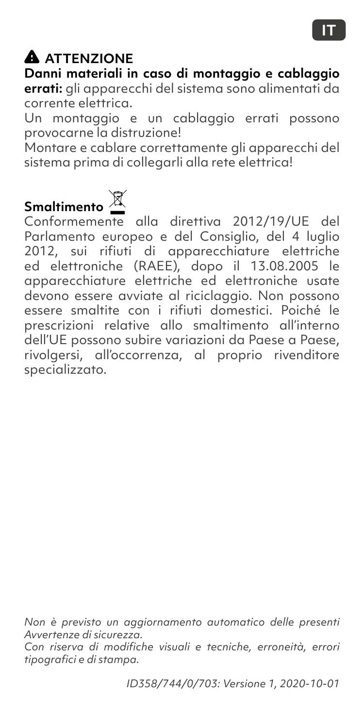## ⚠ ATTENZIONE

**Danni materiali in caso di montaggio e cablaggio errati:** gli apparecchi del sistema sono alimentati da corrente elettrica.

Un montaggio e un cablaggio errati possono provocarne la distruzione!

Montare e cablare correttamente gli apparecchi del sistema prima di collegarli alla rete elettrica!

## Smaltimento

Conformemente alla direttiva 2012/19/UE del Parlamento europeo e del Consiglio, del 4 luglio 2012, sui rifiuti di apparecchiature elettriche ed elettroniche (RAEE), dopo il 13.08.2005 le apparecchiature elettriche ed elettroniche usate devono essere avviate al riciclaggio. Non possono essere smaltite con i rifiuti domestici. Poiché le prescrizioni relative allo smaltimento all'interno dell'UE possono subire variazioni da Paese a Paese, rivolgersi, all'occorrenza, al proprio rivenditore specializzato.

*Non è previsto un aggiornamento automatico delle presenti Avvertenze di sicurezza.*

*Con riserva di modifiche visuali e tecniche, erroneità, errori tipografici e di stampa.*

*ID358/744/0/703: Versione 1, 2020-10-01*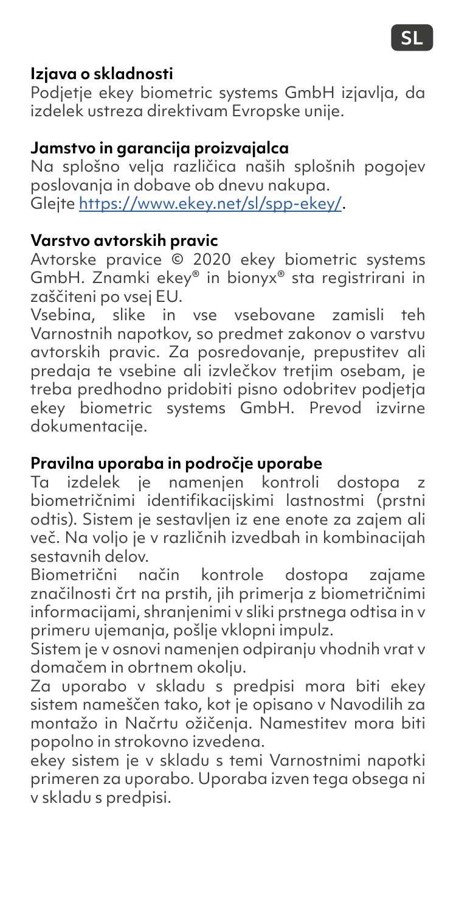### Izjava o skladnosti

Podjetje ekey biometric systems GmbH izjavlja, da izdelek ustreza direktivam Evropske unije.

### Jamstvo in garancija proizvajalca

Na splošno velja različica naših splošnih pogojev poslovanja in dobave ob dnevu nakupa.
Glejte https://www.ekey.net/sl/spp-ekey/.

### Varstvo avtorskih pravic

Avtorske pravice © 2020 ekey biometric systems GmbH. Znamki ekey® in bionyx® sta registrirani in zaščiteni po vsej EU.

Vsebina, slike in vse vsebovane zamisli teh Varnostnih napotkov, so predmet zakonov o varstvu avtorskih pravic. Za posredovanje, prepustitev ali predaja te vsebine ali izvlečkov tretjim osebam, je treba predhodno pridobiti pisno odobritev podjetja ekey biometric systems GmbH. Prevod izvirne dokumentacije.

### Pravilna uporaba in področje uporabe

Ta izdelek je namenjen kontroli dostopa z biometričnimi identifikacijskimi lastnostmi (prstni odtis). Sistem je sestavljen iz ene enote za zajem ali več. Na voljo je v različnih izvedbah in kombinacijah sestavnih delov.

Biometrični način kontrole dostopa zajame značilnosti črt na prstih, jih primerja z biometričnimi informacijami, shranjenimi v sliki prstnega odtisa in v primeru ujemanja, pošlje vklopni impulz.

Sistem je v osnovi namenjen odpiranju vhodnih vrat v domačem in obrtnem okolju.

Za uporabo v skladu s predpisi mora biti ekey sistem nameščen tako, kot je opisano v Navodilih za montažo in Načrtu ožičenja. Namestitev mora biti popolno in strokovno izvedena.

ekey sistem je v skladu s temi Varnostnimi napotki primeren za uporabo. Uporaba izven tega obsega ni v skladu s predpisi.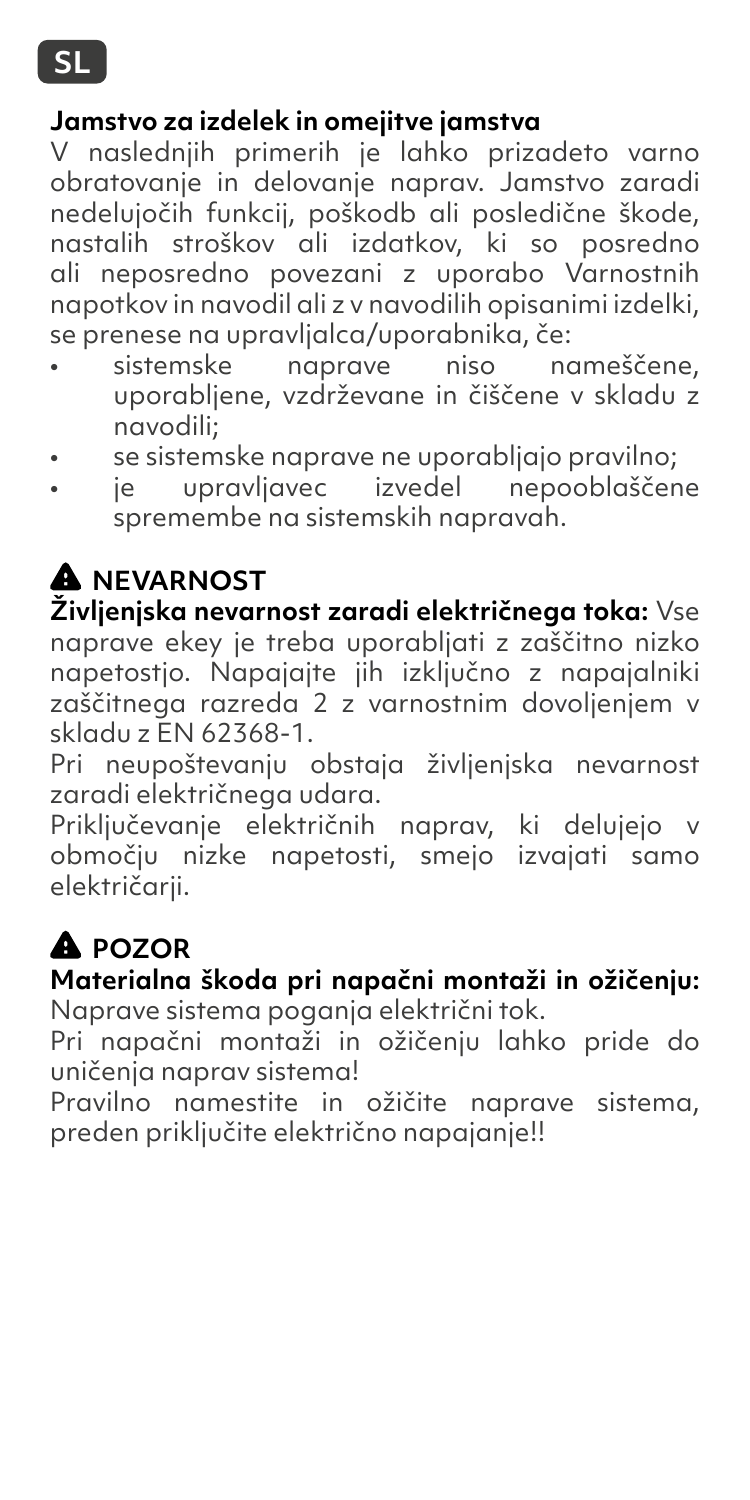SL

**Jamstvo za izdelek in omejitve jamstva**

V naslednjih primerih je lahko prizadeto varno obratovanje in delovanje naprav. Jamstvo zaradi nedelujočih funkcij, poškodb ali posledične škode, nastalih stroškov ali izdatkov, ki so posredno ali neposredno povezani z uporabo Varnostnih napotkov in navodil ali z v navodilih opisanimi izdelki, se prenese na upravljalca/uporabnika, če:

- sistemske naprave niso nameščene, uporabljene, vzdrževane in čiščene v skladu z navodili;
- se sistemske naprave ne uporabljajo pravilno;
- je upravljavec izvedel nepooblaščene spremembe na sistemskih napravah.

## ⚠ NEVARNOST

**Življenjska nevarnost zaradi električnega toka:** Vse naprave ekey je treba uporabljati z zaščitno nizko napetostjo. Napajajte jih izključno z napajalniki zaščitnega razreda 2 z varnostnim dovoljenjem v skladu z EN 62368-1.

Pri neupoštevanju obstaja življenjska nevarnost zaradi električnega udara.

Priključevanje električnih naprav, ki delujejo v območju nizke napetosti, smejo izvajati samo električarji.

## ⚠ POZOR

**Materialna škoda pri napačni montaži in ožičenju:** Naprave sistema poganja električni tok.

Pri napačni montaži in ožičenju lahko pride do uničenja naprav sistema!

Pravilno namestite in ožičite naprave sistema, preden priključite električno napajanje!!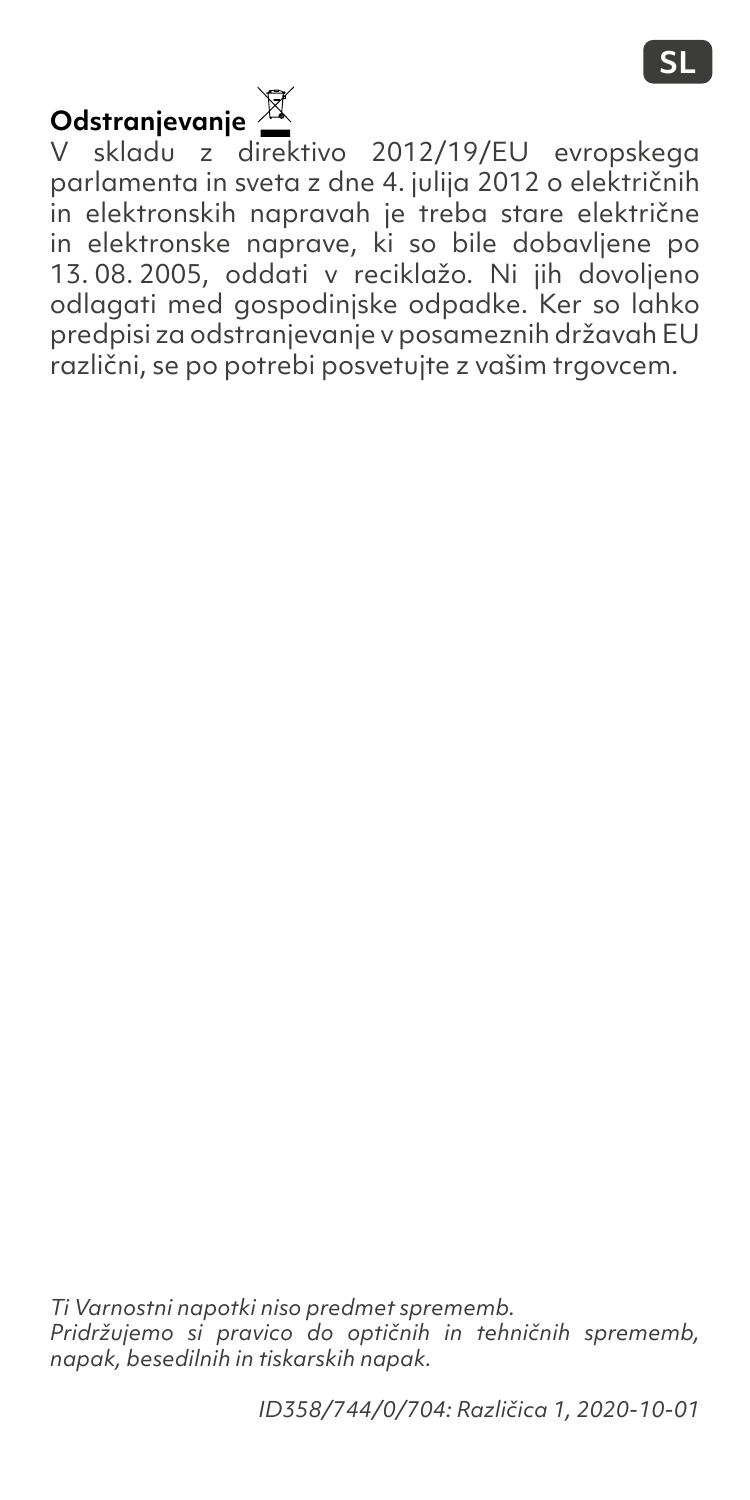## Odstranjevanje

V skladu z direktivo 2012/19/EU evropskega parlamenta in sveta z dne 4. julija 2012 o električnih in elektronskih napravah je treba stare električne in elektronske naprave, ki so bile dobavljene po 13. 08. 2005, oddati v reciklažo. Ni jih dovoljeno odlagati med gospodinjske odpadke. Ker so lahko predpisi za odstranjevanje v posameznih državah EU različni, se po potrebi posvetujte z vašim trgovcem.

*Ti Varnostni napotki niso predmet sprememb.*
*Pridržujemo si pravico do optičnih in tehničnih sprememb, napak, besedilnih in tiskarskih napak.*

*ID358/744/0/704: Različica 1, 2020-10-01*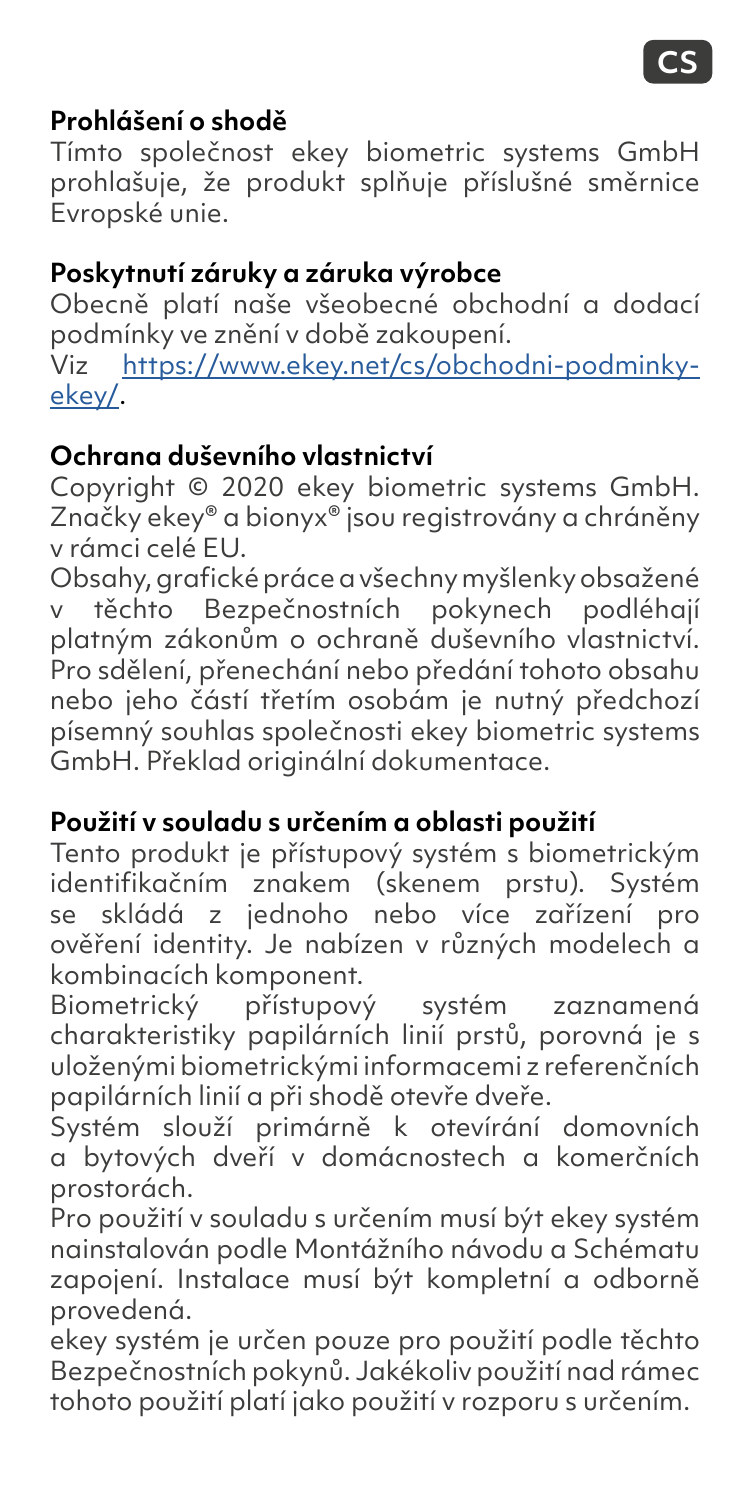## Prohlášení o shodě

Tímto společnost ekey biometric systems GmbH prohlašuje, že produkt splňuje příslušné směrnice Evropské unie.

## Poskytnutí záruky a záruka výrobce

Obecně platí naše všeobecné obchodní a dodací podmínky ve znění v době zakoupení.
Viz [https://www.ekey.net/cs/obchodni-podminky-ekey/](https://www.ekey.net/cs/obchodni-podminky-ekey/).

## Ochrana duševního vlastnictví

Copyright © 2020 ekey biometric systems GmbH. Značky ekey® a bionyx® jsou registrovány a chráněny v rámci celé EU.

Obsahy, grafické práce a všechny myšlenky obsažené v těchto Bezpečnostních pokynech podléhají platným zákonům o ochraně duševního vlastnictví. Pro sdělení, přenechání nebo předání tohoto obsahu nebo jeho částí třetím osobám je nutný předchozí písemný souhlas společnosti ekey biometric systems GmbH. Překlad originální dokumentace.

## Použití v souladu s určením a oblasti použití

Tento produkt je přístupový systém s biometrickým identifikačním znakem (skenem prstu). Systém se skládá z jednoho nebo více zařízení pro ověření identity. Je nabízen v různých modelech a kombinacích komponent.

Biometrický přístupový systém zaznamená charakteristiky papilárních linií prstů, porovná je s uloženými biometrickými informacemi z referenčních papilárních linií a při shodě otevře dveře.

Systém slouží primárně k otevírání domovních a bytových dveří v domácnostech a komerčních prostorách.

Pro použití v souladu s určením musí být ekey systém nainstalován podle Montážního návodu a Schématu zapojení. Instalace musí být kompletní a odborně provedená.

ekey systém je určen pouze pro použití podle těchto Bezpečnostních pokynů. Jakékoliv použití nad rámec tohoto použití platí jako použití v rozporu s určením.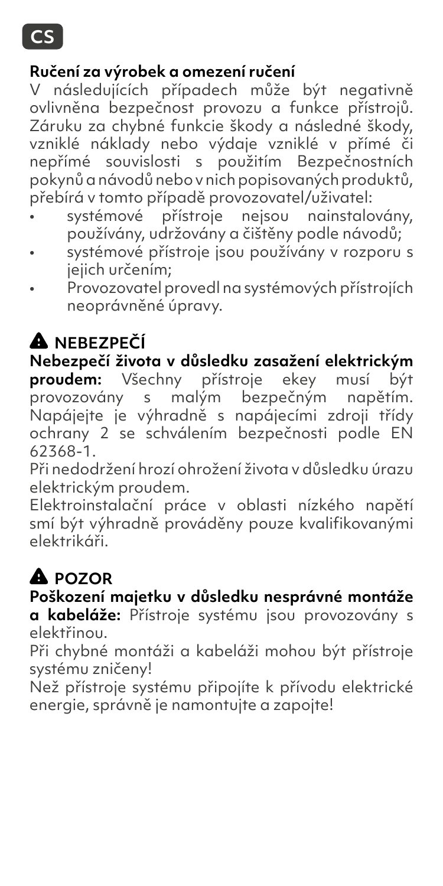CS

**Ručení za výrobek a omezení ručení**

V následujících případech může být negativně ovlivněna bezpečnost provozu a funkce přístrojů. Záruku za chybné funkcie škody a následné škody, vzniklé náklady nebo výdaje vzniklé v přímé či nepřímé souvislosti s použitím Bezpečnostních pokynů a návodů nebo v nich popisovaných produktů, přebírá v tomto případě provozovatel/uživatel:

- systémové přístroje nejsou nainstalovány, používány, udržovány a čištěny podle návodů;
- systémové přístroje jsou používány v rozporu s jejich určením;
- Provozovatel provedl na systémových přístrojích neoprávněné úpravy.

## ⚠ NEBEZPEČÍ

**Nebezpečí života v důsledku zasažení elektrickým proudem:** Všechny přístroje ekey musí být provozovány s malým bezpečným napětím. Napájejte je výhradně s napájecími zdroji třídy ochrany 2 se schválením bezpečnosti podle EN 62368-1.

Při nedodržení hrozí ohrožení života v důsledku úrazu elektrickým proudem.

Elektroinstalační práce v oblasti nízkého napětí smí být výhradně prováděny pouze kvalifikovanými elektrikáři.

## ⚠ POZOR

**Poškození majetku v důsledku nesprávné montáže a kabeláže:** Přístroje systému jsou provozovány s elektřinou.

Při chybné montáži a kabeláži mohou být přístroje systému zničeny!

Než přístroje systému připojíte k přívodu elektrické energie, správně je namontujte a zapojte!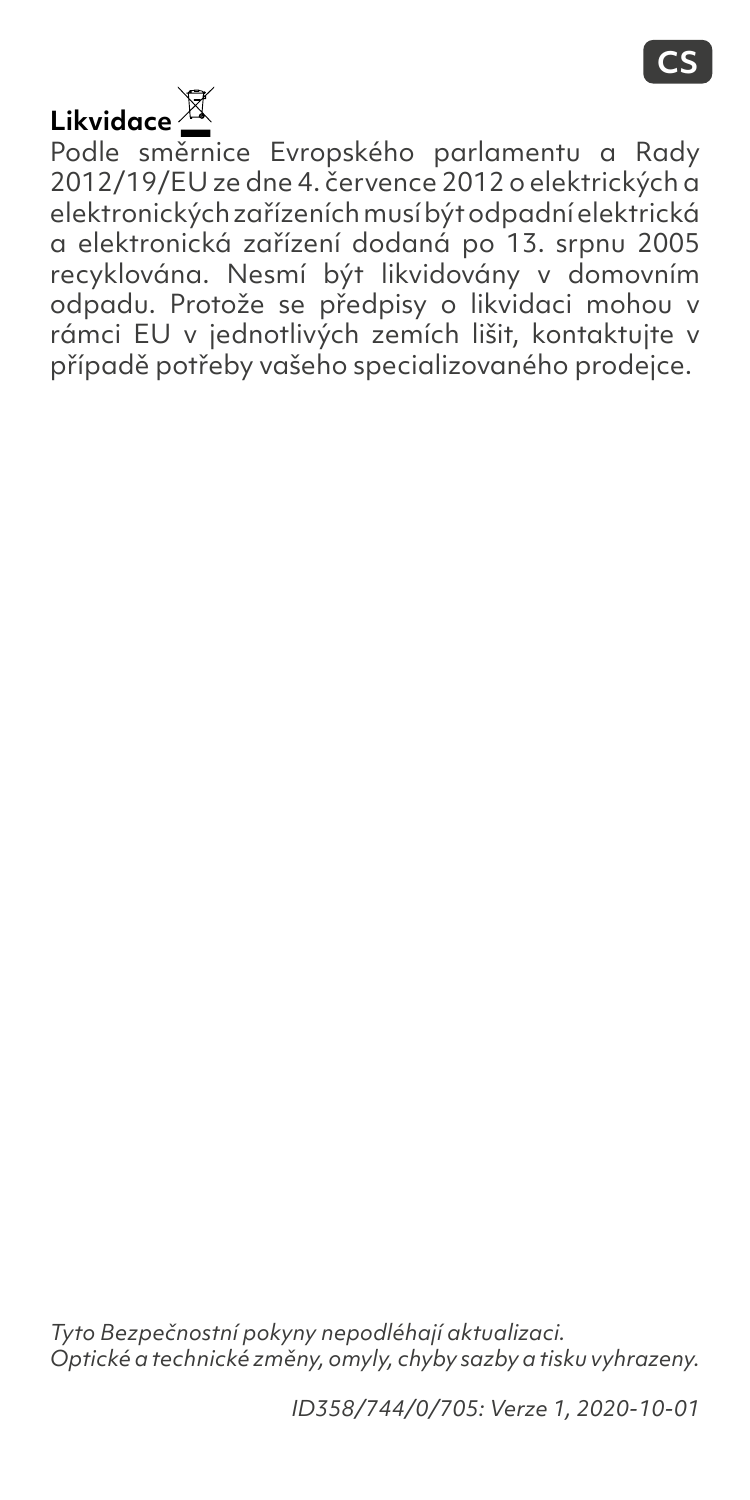## Likvidace

Podle směrnice Evropského parlamentu a Rady 2012/19/EU ze dne 4. července 2012 o elektrických a elektronických zařízeních musí být odpadní elektrická a elektronická zařízení dodaná po 13. srpnu 2005 recyklována. Nesmí být likvidovány v domovním odpadu. Protože se předpisy o likvidaci mohou v rámci EU v jednotlivých zemích lišit, kontaktujte v případě potřeby vašeho specializovaného prodejce.

*Tyto Bezpečnostní pokyny nepodléhají aktualizaci.*
*Optické a technické změny, omyly, chyby sazby a tisku vyhrazeny.*

*ID358/744/0/705: Verze 1, 2020-10-01*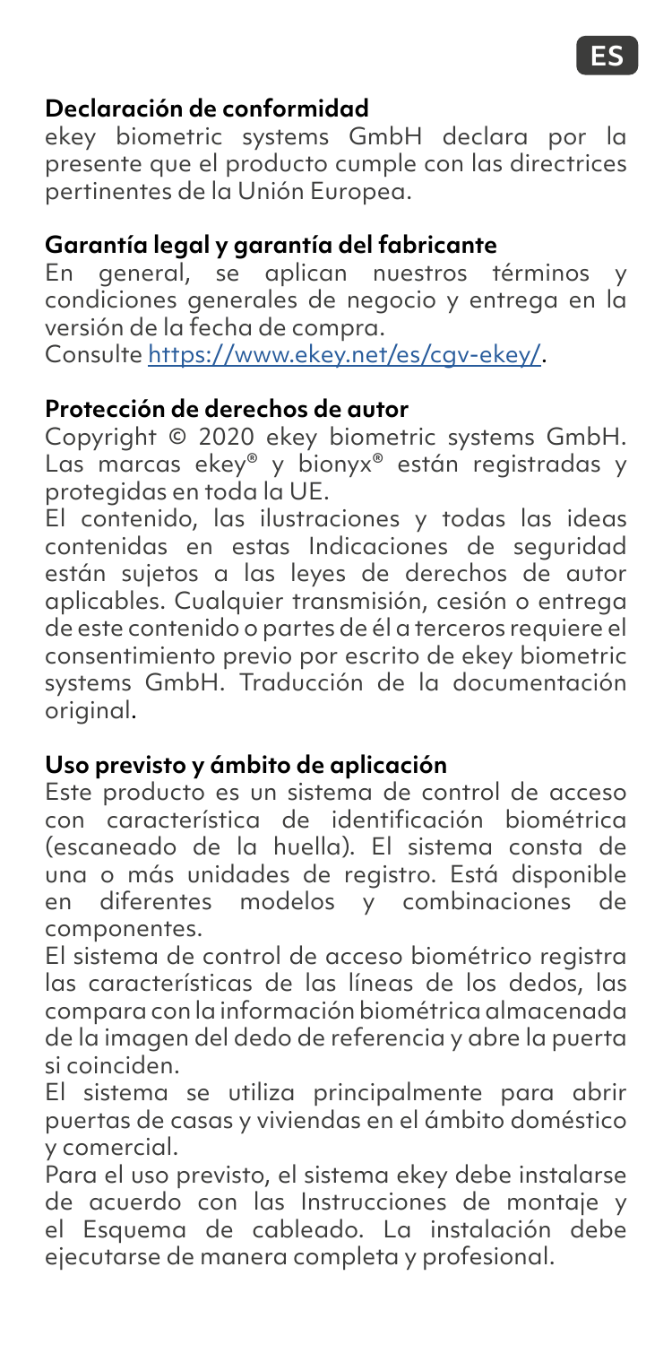## Declaración de conformidad

ekey biometric systems GmbH declara por la presente que el producto cumple con las directrices pertinentes de la Unión Europea.

## Garantía legal y garantía del fabricante

En general, se aplican nuestros términos y condiciones generales de negocio y entrega en la versión de la fecha de compra.
Consulte https://www.ekey.net/es/cgv-ekey/.

## Protección de derechos de autor

Copyright © 2020 ekey biometric systems GmbH. Las marcas ekey® y bionyx® están registradas y protegidas en toda la UE.

El contenido, las ilustraciones y todas las ideas contenidas en estas Indicaciones de seguridad están sujetos a las leyes de derechos de autor aplicables. Cualquier transmisión, cesión o entrega de este contenido o partes de él a terceros requiere el consentimiento previo por escrito de ekey biometric systems GmbH. Traducción de la documentación original.

## Uso previsto y ámbito de aplicación

Este producto es un sistema de control de acceso con característica de identificación biométrica (escaneado de la huella). El sistema consta de una o más unidades de registro. Está disponible en diferentes modelos y combinaciones de componentes.

El sistema de control de acceso biométrico registra las características de las líneas de los dedos, las compara con la información biométrica almacenada de la imagen del dedo de referencia y abre la puerta si coinciden.

El sistema se utiliza principalmente para abrir puertas de casas y viviendas en el ámbito doméstico y comercial.

Para el uso previsto, el sistema ekey debe instalarse de acuerdo con las Instrucciones de montaje y el Esquema de cableado. La instalación debe ejecutarse de manera completa y profesional.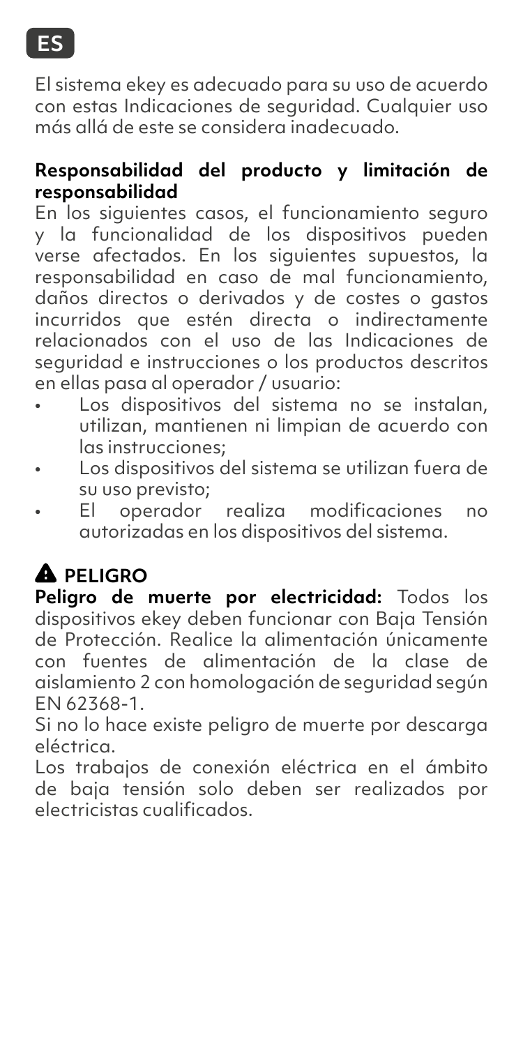ES

El sistema ekey es adecuado para su uso de acuerdo con estas Indicaciones de seguridad. Cualquier uso más allá de este se considera inadecuado.

**Responsabilidad del producto y limitación de responsabilidad**

En los siguientes casos, el funcionamiento seguro y la funcionalidad de los dispositivos pueden verse afectados. En los siguientes supuestos, la responsabilidad en caso de mal funcionamiento, daños directos o derivados y de costes o gastos incurridos que estén directa o indirectamente relacionados con el uso de las Indicaciones de seguridad e instrucciones o los productos descritos en ellas pasa al operador / usuario:

- Los dispositivos del sistema no se instalan, utilizan, mantienen ni limpian de acuerdo con las instrucciones;
- Los dispositivos del sistema se utilizan fuera de su uso previsto;
- El operador realiza modificaciones no autorizadas en los dispositivos del sistema.

## ⚠ PELIGRO

**Peligro de muerte por electricidad:** Todos los dispositivos ekey deben funcionar con Baja Tensión de Protección. Realice la alimentación únicamente con fuentes de alimentación de la clase de aislamiento 2 con homologación de seguridad según EN 62368-1.

Si no lo hace existe peligro de muerte por descarga eléctrica.

Los trabajos de conexión eléctrica en el ámbito de baja tensión solo deben ser realizados por electricistas cualificados.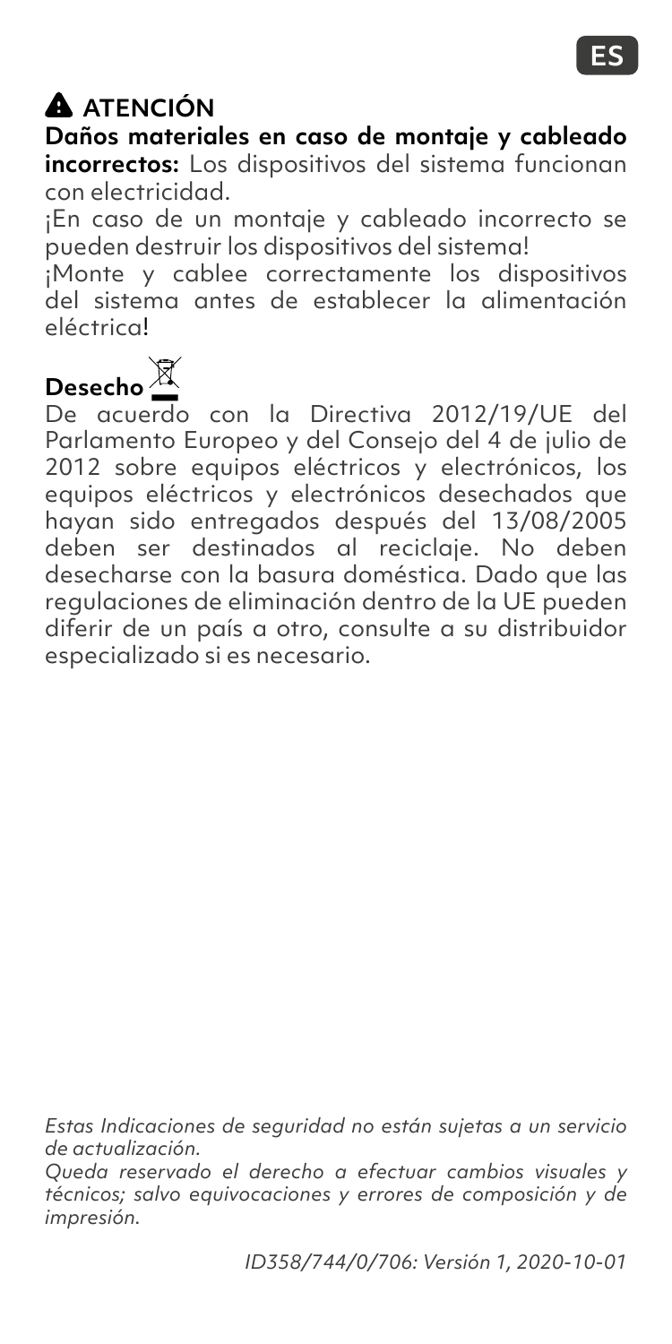## ⚠ ATENCIÓN

**Daños materiales en caso de montaje y cableado incorrectos:** Los dispositivos del sistema funcionan con electricidad.

¡En caso de un montaje y cableado incorrecto se pueden destruir los dispositivos del sistema!

¡Monte y cablee correctamente los dispositivos del sistema antes de establecer la alimentación eléctrica!

## Desecho

De acuerdo con la Directiva 2012/19/UE del Parlamento Europeo y del Consejo del 4 de julio de 2012 sobre equipos eléctricos y electrónicos, los equipos eléctricos y electrónicos desechados que hayan sido entregados después del 13/08/2005 deben ser destinados al reciclaje. No deben desecharse con la basura doméstica. Dado que las regulaciones de eliminación dentro de la UE pueden diferir de un país a otro, consulte a su distribuidor especializado si es necesario.

*Estas Indicaciones de seguridad no están sujetas a un servicio de actualización.*

*Queda reservado el derecho a efectuar cambios visuales y técnicos; salvo equivocaciones y errores de composición y de impresión.*

*ID358/744/0/706: Versión 1, 2020-10-01*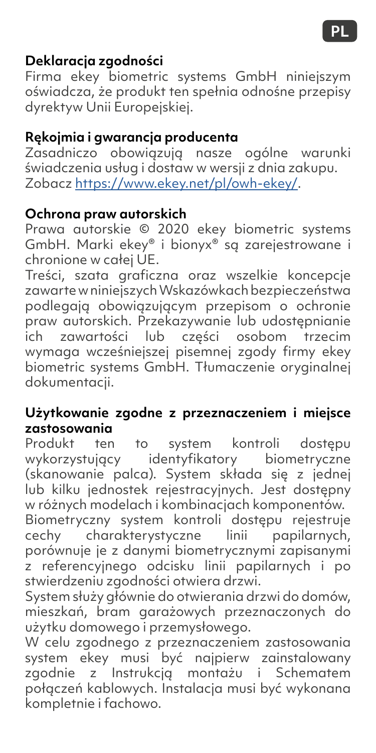### Deklaracja zgodności

Firma ekey biometric systems GmbH niniejszym oświadcza, że produkt ten spełnia odnośne przepisy dyrektyw Unii Europejskiej.

### Rękojmia i gwarancja producenta

Zasadniczo obowiązują nasze ogólne warunki świadczenia usług i dostaw w wersji z dnia zakupu. Zobacz https://www.ekey.net/pl/owh-ekey/.

### Ochrona praw autorskich

Prawa autorskie © 2020 ekey biometric systems GmbH. Marki ekey® i bionyx® są zarejestrowane i chronione w całej UE.

Treści, szata graficzna oraz wszelkie koncepcje zawarte w niniejszych Wskazówkach bezpieczeństwa podlegają obowiązującym przepisom o ochronie praw autorskich. Przekazywanie lub udostępnianie ich zawartości lub części osobom trzecim wymaga wcześniejszej pisemnej zgody firmy ekey biometric systems GmbH. Tłumaczenie oryginalnej dokumentacji.

### Użytkowanie zgodne z przeznaczeniem i miejsce zastosowania

Produkt ten to system kontroli dostępu wykorzystujący identyfikatory biometryczne (skanowanie palca). System składa się z jednej lub kilku jednostek rejestracyjnych. Jest dostępny w różnych modelach i kombinacjach komponentów.

Biometryczny system kontroli dostępu rejestruje cechy charakterystyczne linii papilarnych, porównuje je z danymi biometrycznymi zapisanymi z referencyjnego odcisku linii papilarnych i po stwierdzeniu zgodności otwiera drzwi.

System służy głównie do otwierania drzwi do domów, mieszkań, bram garażowych przeznaczonych do użytku domowego i przemysłowego.

W celu zgodnego z przeznaczeniem zastosowania system ekey musi być najpierw zainstalowany zgodnie z Instrukcją montażu i Schematem połączeń kablowych. Instalacja musi być wykonana kompletnie i fachowo.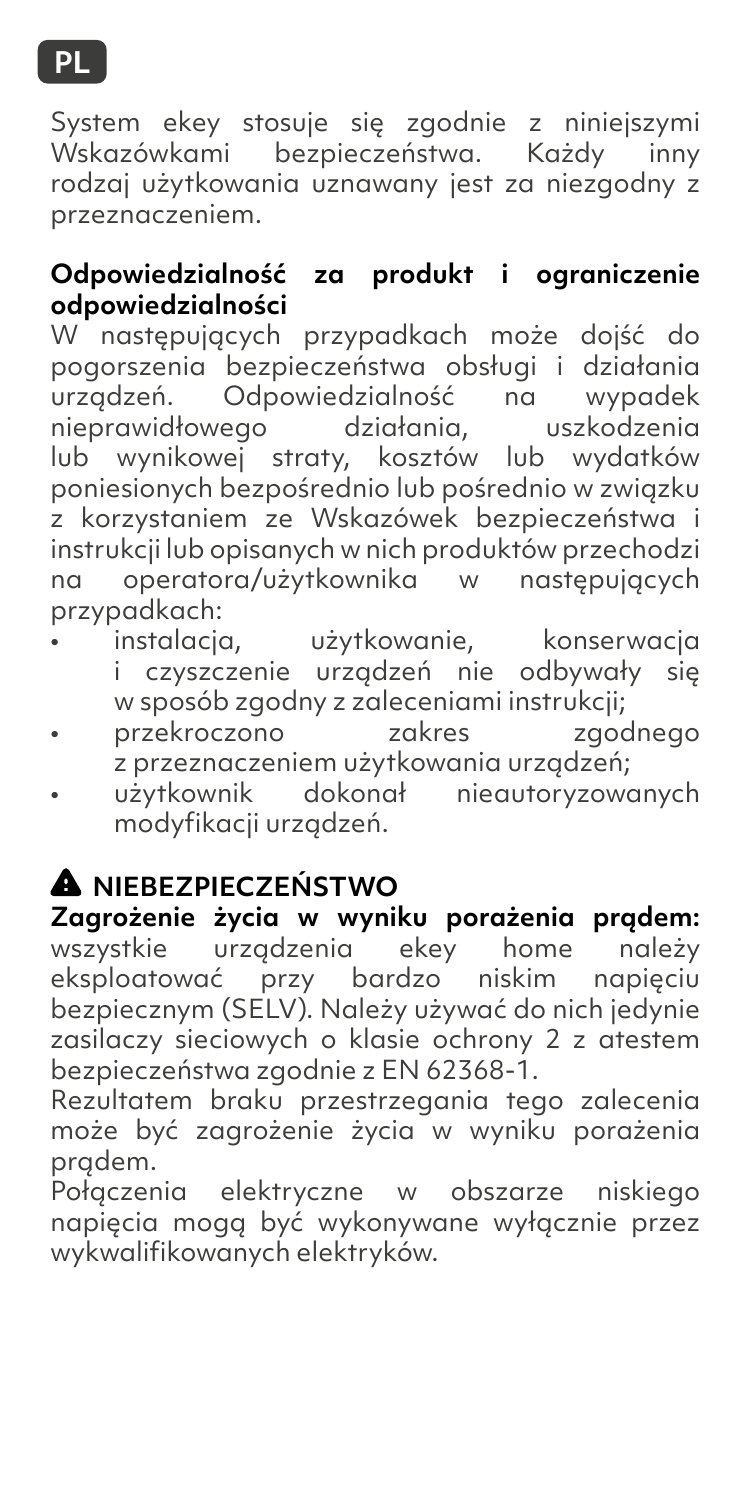PL

System ekey stosuje się zgodnie z niniejszymi Wskazówkami bezpieczeństwa. Każdy inny rodzaj użytkowania uznawany jest za niezgodny z przeznaczeniem.

**Odpowiedzialność za produkt i ograniczenie odpowiedzialności**

W następujących przypadkach może dojść do pogorszenia bezpieczeństwa obsługi i działania urządzeń. Odpowiedzialność na wypadek nieprawidłowego działania, uszkodzenia lub wynikowej straty, kosztów lub wydatków poniesionych bezpośrednio lub pośrednio w związku z korzystaniem ze Wskazówek bezpieczeństwa i instrukcji lub opisanych w nich produktów przechodzi na operatora/użytkownika w następujących przypadkach:

- instalacja, użytkowanie, konserwacja i czyszczenie urządzeń nie odbywały się w sposób zgodny z zaleceniami instrukcji;
- przekroczono zakres zgodnego z przeznaczeniem użytkowania urządzeń;
- użytkownik dokonał nieautoryzowanych modyfikacji urządzeń.

## ⚠ NIEBEZPIECZEŃSTWO

**Zagrożenie życia w wyniku porażenia prądem:** wszystkie urządzenia ekey home należy eksploatować przy bardzo niskim napięciu bezpiecznym (SELV). Należy używać do nich jedynie zasilaczy sieciowych o klasie ochrony 2 z atestem bezpieczeństwa zgodnie z EN 62368-1.

Rezultatem braku przestrzegania tego zalecenia może być zagrożenie życia w wyniku porażenia prądem.

Połączenia elektryczne w obszarze niskiego napięcia mogą być wykonywane wyłącznie przez wykwalifikowanych elektryków.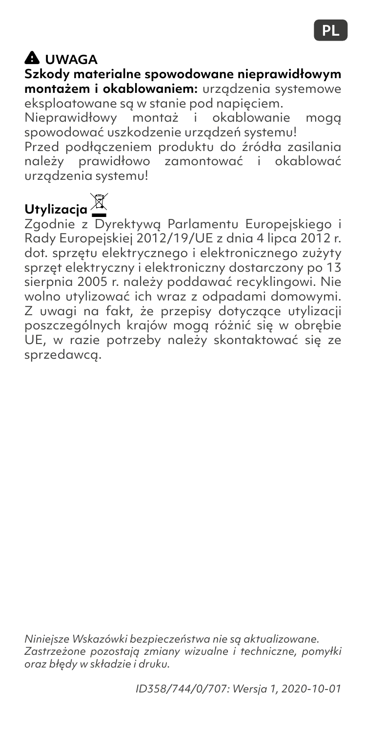## ⚠ UWAGA

**Szkody materialne spowodowane nieprawidłowym montażem i okablowaniem:** urządzenia systemowe eksploatowane są w stanie pod napięciem.
Nieprawidłowy montaż i okablowanie mogą spowodować uszkodzenie urządzeń systemu!
Przed podłączeniem produktu do źródła zasilania należy prawidłowo zamontować i okablować urządzenia systemu!

## Utylizacja

Zgodnie z Dyrektywą Parlamentu Europejskiego i Rady Europejskiej 2012/19/UE z dnia 4 lipca 2012 r. dot. sprzętu elektrycznego i elektronicznego zużyty sprzęt elektryczny i elektroniczny dostarczony po 13 sierpnia 2005 r. należy poddawać recyklingowi. Nie wolno utylizować ich wraz z odpadami domowymi. Z uwagi na fakt, że przepisy dotyczące utylizacji poszczególnych krajów mogą różnić się w obrębie UE, w razie potrzeby należy skontaktować się ze sprzedawcą.

*Niniejsze Wskazówki bezpieczeństwa nie są aktualizowane. Zastrzeżone pozostają zmiany wizualne i techniczne, pomyłki oraz błędy w składzie i druku.*

*ID358/744/0/707: Wersja 1, 2020-10-01*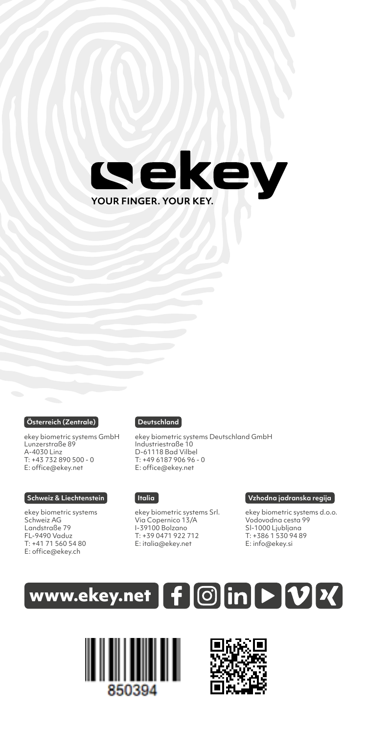ekey

YOUR FINGER. YOUR KEY.

**Österreich (Zentrale)**

ekey biometric systems GmbH
Lunzerstraße 89
A-4030 Linz
T: +43 732 890 500 - 0
E: office@ekey.net

**Deutschland**

ekey biometric systems Deutschland GmbH
Industriestraße 10
D-61118 Bad Vilbel
T: +49 6187 906 96 - 0
E: office@ekey.net

**Schweiz & Liechtenstein**

ekey biometric systems
Schweiz AG
Landstraße 79
FL-9490 Vaduz
T: +41 71 560 54 80
E: office@ekey.ch

**Italia**

ekey biometric systems Srl.
Via Copernico 13/A
I-39100 Bolzano
T: +39 0471 922 712
E: italia@ekey.net

**Vzhodna jadranska regija**

ekey biometric systems d.o.o.
Vodovodna cesta 99
SI-1000 Ljubljana
T: +386 1 530 94 89
E: info@ekey.si

**www.ekey.net**

850394